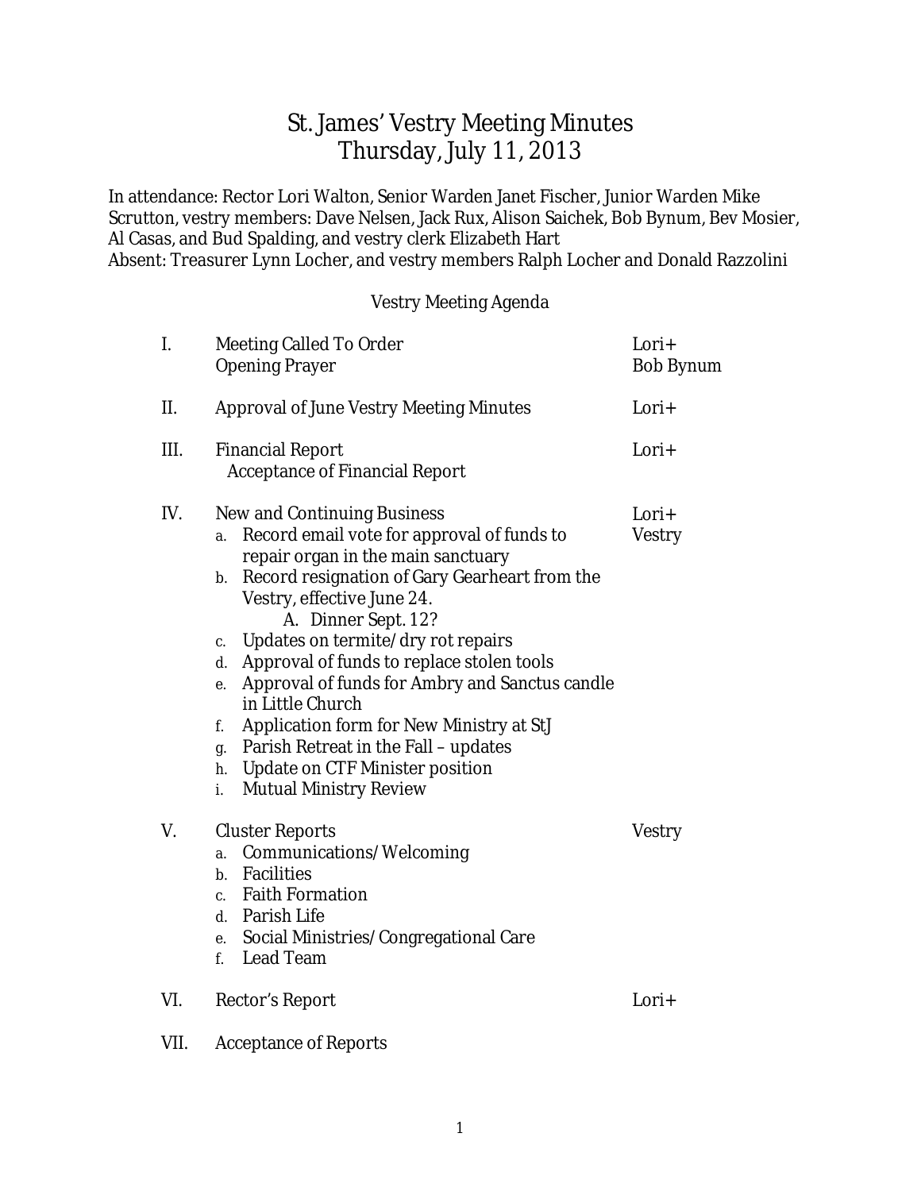# St. James' Vestry Meeting Minutes
## Thursday, July 11, 2013

In attendance: Rector Lori Walton, Senior Warden Janet Fischer, Junior Warden Mike Scrutton, vestry members: Dave Nelsen, Jack Rux, Alison Saichek, Bob Bynum, Bev Mosier, Al Casas, and Bud Spalding, and vestry clerk Elizabeth Hart
Absent: Treasurer Lynn Locher, and vestry members Ralph Locher and Donald Razzolini

### Vestry Meeting Agenda

| | | |
|---|---|---|
| I. | Meeting Called To Order<br>Opening Prayer | Lori+<br>Bob Bynum |
| II. | Approval of June Vestry Meeting Minutes | Lori+ |
| III. | Financial Report<br>Acceptance of Financial Report | Lori+ |
| IV. | New and Continuing Business<br>a. Record email vote for approval of funds to repair organ in the main sanctuary<br>b. Record resignation of Gary Gearheart from the Vestry, effective June 24.<br>A. Dinner Sept. 12?<br>c. Updates on termite/dry rot repairs<br>d. Approval of funds to replace stolen tools<br>e. Approval of funds for Ambry and Sanctus candle in Little Church<br>f. Application form for New Ministry at StJ<br>g. Parish Retreat in the Fall – updates<br>h. Update on CTF Minister position<br>i. Mutual Ministry Review | Lori+<br>Vestry |
| V. | Cluster Reports<br>a. Communications/Welcoming<br>b. Facilities<br>c. Faith Formation<br>d. Parish Life<br>e. Social Ministries/Congregational Care<br>f. Lead Team | Vestry |
| VI. | Rector's Report | Lori+ |
| VII. | Acceptance of Reports | |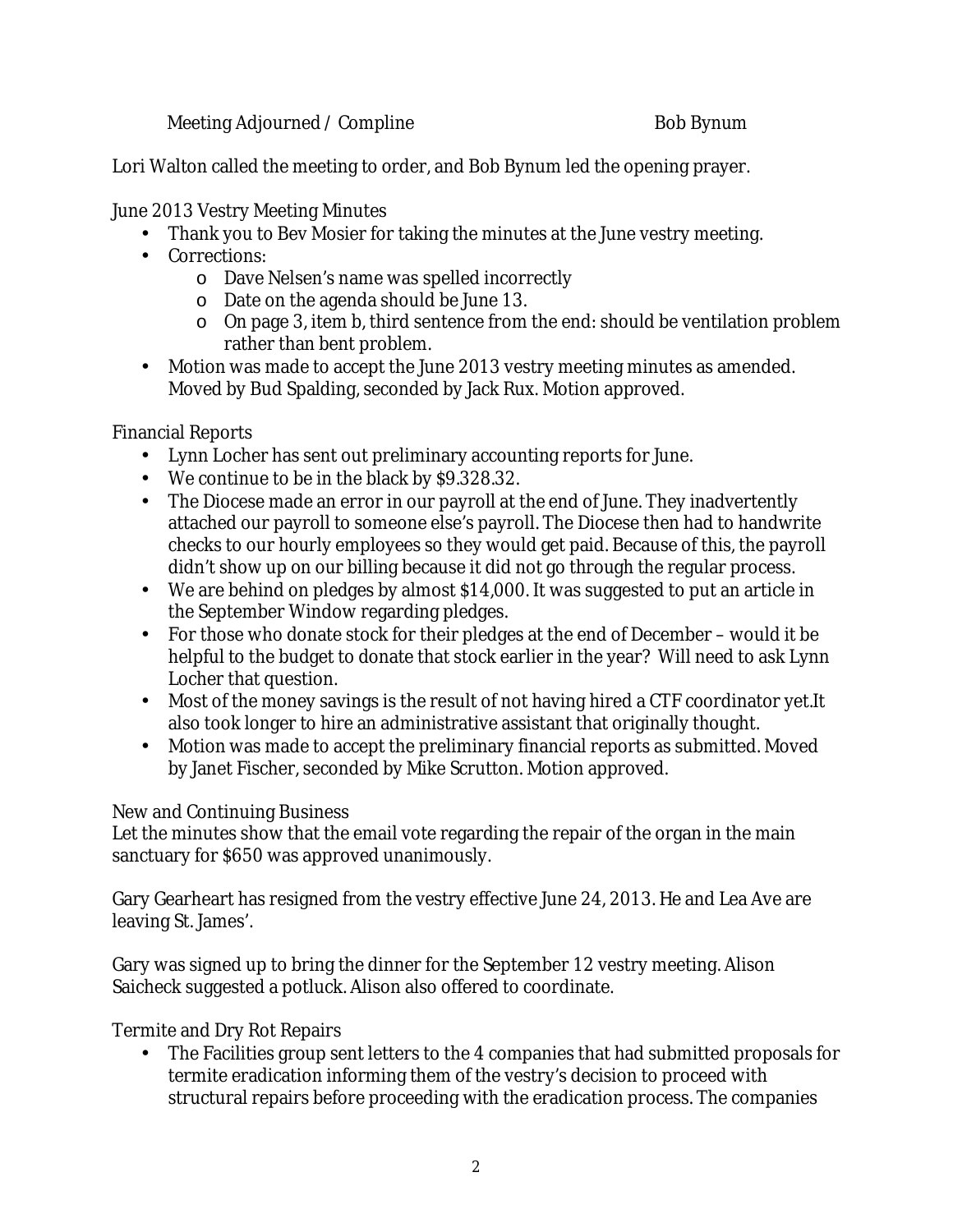Meeting Adjourned / Compline Bob Bynum

Lori Walton called the meeting to order, and Bob Bynum led the opening prayer.

June 2013 Vestry Meeting Minutes

- Thank you to Bev Mosier for taking the minutes at the June vestry meeting.
- Corrections:
  - Dave Nelsen's name was spelled incorrectly
  - Date on the agenda should be June 13.
  - On page 3, item b, third sentence from the end: should be ventilation problem rather than bent problem.
- Motion was made to accept the June 2013 vestry meeting minutes as amended. Moved by Bud Spalding, seconded by Jack Rux. Motion approved.

Financial Reports

- Lynn Locher has sent out preliminary accounting reports for June.
- We continue to be in the black by $9.328.32.
- The Diocese made an error in our payroll at the end of June. They inadvertently attached our payroll to someone else's payroll. The Diocese then had to handwrite checks to our hourly employees so they would get paid. Because of this, the payroll didn't show up on our billing because it did not go through the regular process.
- We are behind on pledges by almost $14,000. It was suggested to put an article in the September Window regarding pledges.
- For those who donate stock for their pledges at the end of December – would it be helpful to the budget to donate that stock earlier in the year? Will need to ask Lynn Locher that question.
- Most of the money savings is the result of not having hired a CTF coordinator yet.It also took longer to hire an administrative assistant that originally thought.
- Motion was made to accept the preliminary financial reports as submitted. Moved by Janet Fischer, seconded by Mike Scrutton. Motion approved.

New and Continuing Business

Let the minutes show that the email vote regarding the repair of the organ in the main sanctuary for $650 was approved unanimously.

Gary Gearheart has resigned from the vestry effective June 24, 2013. He and Lea Ave are leaving St. James'.

Gary was signed up to bring the dinner for the September 12 vestry meeting. Alison Saicheck suggested a potluck. Alison also offered to coordinate.

Termite and Dry Rot Repairs

- The Facilities group sent letters to the 4 companies that had submitted proposals for termite eradication informing them of the vestry's decision to proceed with structural repairs before proceeding with the eradication process. The companies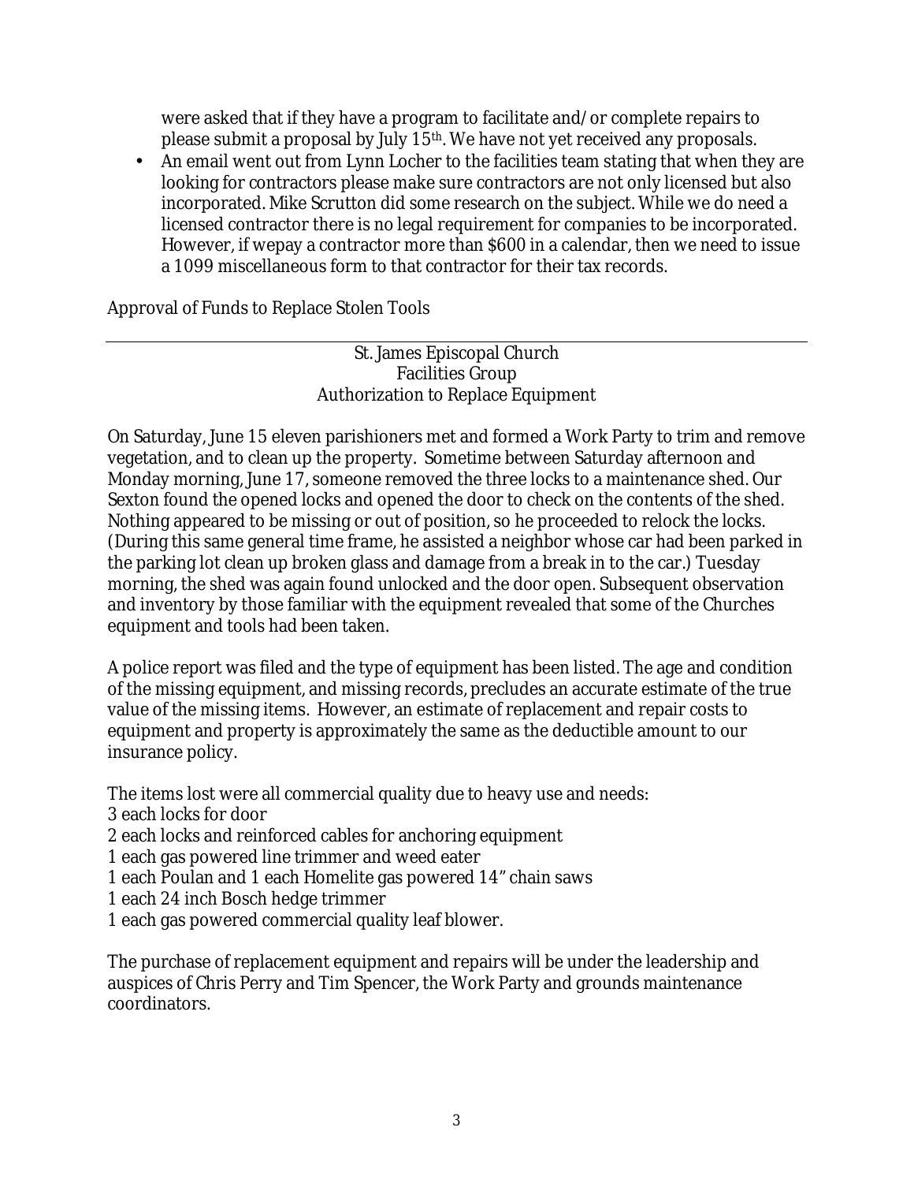were asked that if they have a program to facilitate and/or complete repairs to please submit a proposal by July 15th. We have not yet received any proposals.

- An email went out from Lynn Locher to the facilities team stating that when they are looking for contractors please make sure contractors are not only licensed but also incorporated. Mike Scrutton did some research on the subject. While we do need a licensed contractor there is no legal requirement for companies to be incorporated. However, if wepay a contractor more than $600 in a calendar, then we need to issue a 1099 miscellaneous form to that contractor for their tax records.

Approval of Funds to Replace Stolen Tools

---

St. James Episcopal Church
Facilities Group
Authorization to Replace Equipment

On Saturday, June 15 eleven parishioners met and formed a Work Party to trim and remove vegetation, and to clean up the property. Sometime between Saturday afternoon and Monday morning, June 17, someone removed the three locks to a maintenance shed. Our Sexton found the opened locks and opened the door to check on the contents of the shed. Nothing appeared to be missing or out of position, so he proceeded to relock the locks. (During this same general time frame, he assisted a neighbor whose car had been parked in the parking lot clean up broken glass and damage from a break in to the car.) Tuesday morning, the shed was again found unlocked and the door open. Subsequent observation and inventory by those familiar with the equipment revealed that some of the Churches equipment and tools had been taken.

A police report was filed and the type of equipment has been listed. The age and condition of the missing equipment, and missing records, precludes an accurate estimate of the true value of the missing items. However, an estimate of replacement and repair costs to equipment and property is approximately the same as the deductible amount to our insurance policy.

The items lost were all commercial quality due to heavy use and needs:
3 each locks for door
2 each locks and reinforced cables for anchoring equipment
1 each gas powered line trimmer and weed eater
1 each Poulan and 1 each Homelite gas powered 14" chain saws
1 each 24 inch Bosch hedge trimmer
1 each gas powered commercial quality leaf blower.

The purchase of replacement equipment and repairs will be under the leadership and auspices of Chris Perry and Tim Spencer, the Work Party and grounds maintenance coordinators.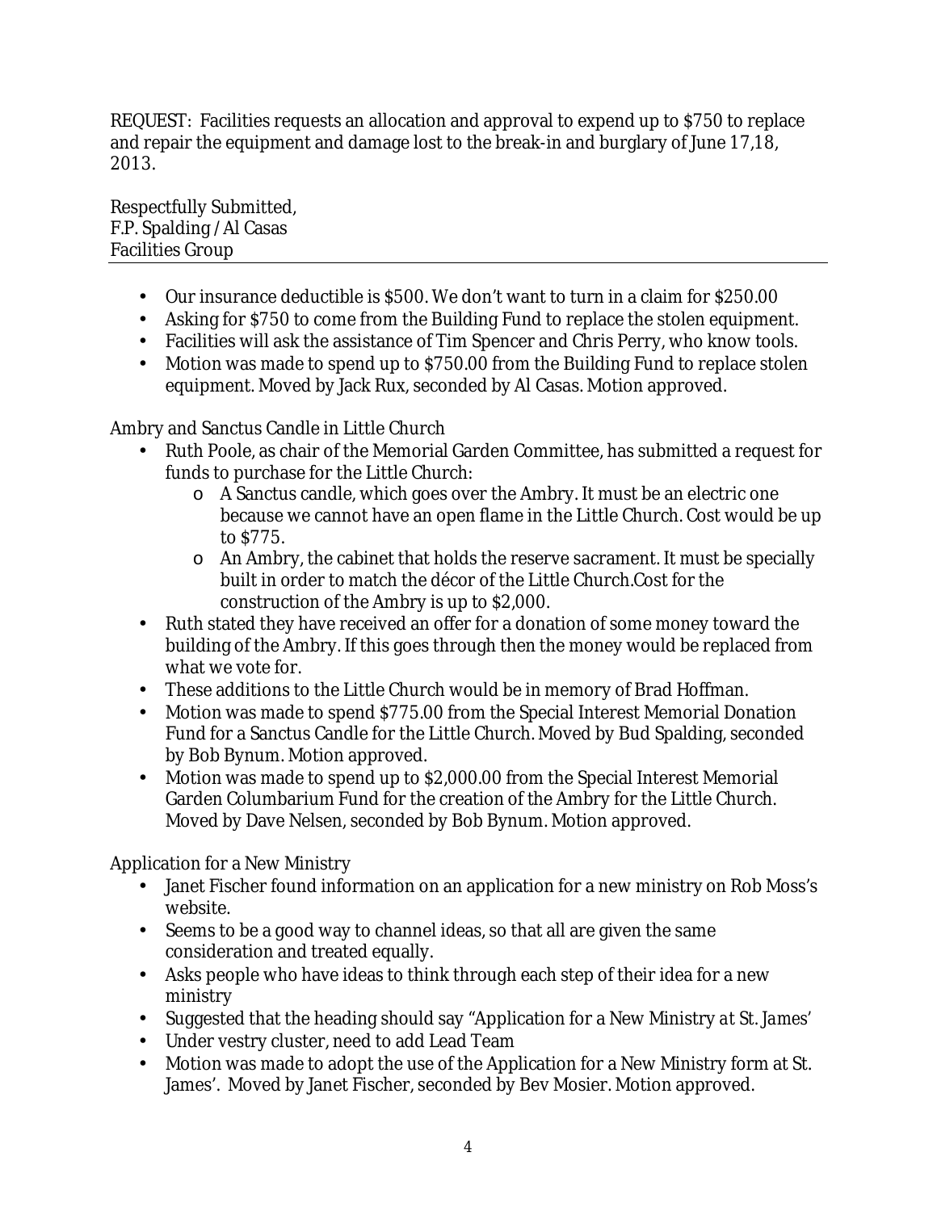REQUEST: Facilities requests an allocation and approval to expend up to $750 to replace and repair the equipment and damage lost to the break-in and burglary of June 17,18, 2013.

Respectfully Submitted,
F.P. Spalding / Al Casas
Facilities Group

---

- Our insurance deductible is $500. We don't want to turn in a claim for $250.00
- Asking for $750 to come from the Building Fund to replace the stolen equipment.
- Facilities will ask the assistance of Tim Spencer and Chris Perry, who know tools.
- Motion was made to spend up to $750.00 from the Building Fund to replace stolen equipment. Moved by Jack Rux, seconded by Al Casas. Motion approved.

Ambry and Sanctus Candle in Little Church

- Ruth Poole, as chair of the Memorial Garden Committee, has submitted a request for funds to purchase for the Little Church:
  - A Sanctus candle, which goes over the Ambry. It must be an electric one because we cannot have an open flame in the Little Church. Cost would be up to $775.
  - An Ambry, the cabinet that holds the reserve sacrament. It must be specially built in order to match the décor of the Little Church.Cost for the construction of the Ambry is up to $2,000.
- Ruth stated they have received an offer for a donation of some money toward the building of the Ambry. If this goes through then the money would be replaced from what we vote for.
- These additions to the Little Church would be in memory of Brad Hoffman.
- Motion was made to spend $775.00 from the Special Interest Memorial Donation Fund for a Sanctus Candle for the Little Church. Moved by Bud Spalding, seconded by Bob Bynum. Motion approved.
- Motion was made to spend up to $2,000.00 from the Special Interest Memorial Garden Columbarium Fund for the creation of the Ambry for the Little Church. Moved by Dave Nelsen, seconded by Bob Bynum. Motion approved.

Application for a New Ministry

- Janet Fischer found information on an application for a new ministry on Rob Moss's website.
- Seems to be a good way to channel ideas, so that all are given the same consideration and treated equally.
- Asks people who have ideas to think through each step of their idea for a new ministry
- Suggested that the heading should say "Application for a New Ministry *at St. James'*
- Under vestry cluster, need to add Lead Team
- Motion was made to adopt the use of the Application for a New Ministry form at St. James'. Moved by Janet Fischer, seconded by Bev Mosier. Motion approved.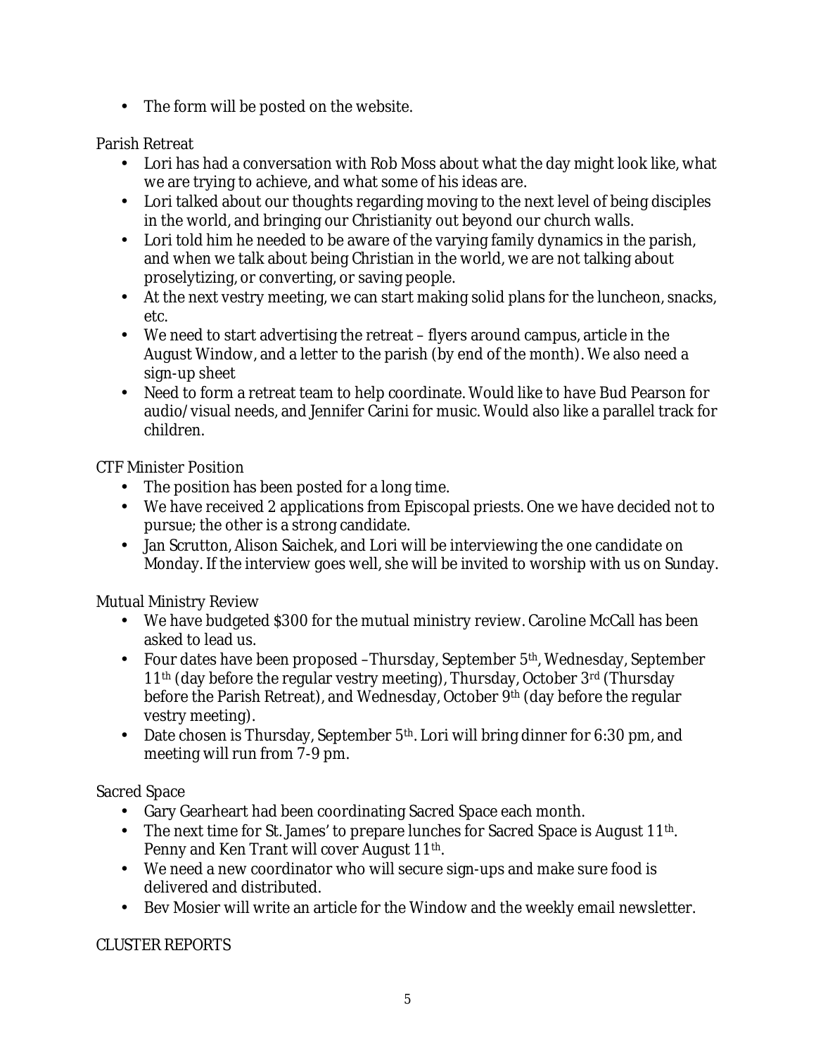- The form will be posted on the website.

Parish Retreat

- Lori has had a conversation with Rob Moss about what the day might look like, what we are trying to achieve, and what some of his ideas are.
- Lori talked about our thoughts regarding moving to the next level of being disciples in the world, and bringing our Christianity out beyond our church walls.
- Lori told him he needed to be aware of the varying family dynamics in the parish, and when we talk about being Christian in the world, we are not talking about proselytizing, or converting, or saving people.
- At the next vestry meeting, we can start making solid plans for the luncheon, snacks, etc.
- We need to start advertising the retreat – flyers around campus, article in the August Window, and a letter to the parish (by end of the month). We also need a sign-up sheet
- Need to form a retreat team to help coordinate. Would like to have Bud Pearson for audio/visual needs, and Jennifer Carini for music. Would also like a parallel track for children.

CTF Minister Position

- The position has been posted for a long time.
- We have received 2 applications from Episcopal priests. One we have decided not to pursue; the other is a strong candidate.
- Jan Scrutton, Alison Saichek, and Lori will be interviewing the one candidate on Monday. If the interview goes well, she will be invited to worship with us on Sunday.

Mutual Ministry Review

- We have budgeted $300 for the mutual ministry review. Caroline McCall has been asked to lead us.
- Four dates have been proposed –Thursday, September 5th, Wednesday, September 11th (day before the regular vestry meeting), Thursday, October 3rd (Thursday before the Parish Retreat), and Wednesday, October 9th (day before the regular vestry meeting).
- Date chosen is Thursday, September 5th. Lori will bring dinner for 6:30 pm, and meeting will run from 7-9 pm.

Sacred Space

- Gary Gearheart had been coordinating Sacred Space each month.
- The next time for St. James' to prepare lunches for Sacred Space is August 11th. Penny and Ken Trant will cover August 11th.
- We need a new coordinator who will secure sign-ups and make sure food is delivered and distributed.
- Bev Mosier will write an article for the Window and the weekly email newsletter.

CLUSTER REPORTS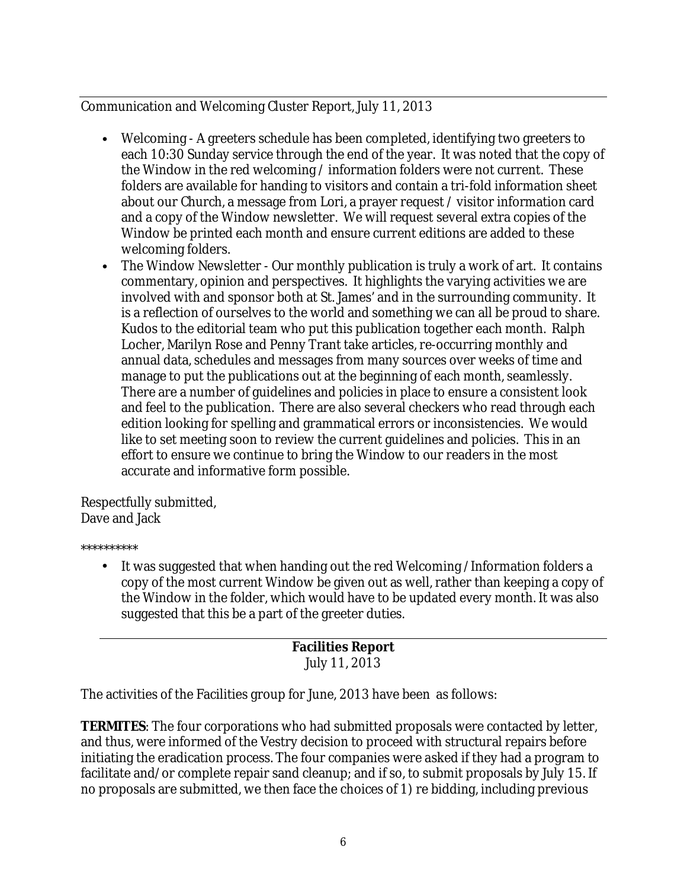Communication and Welcoming Cluster Report, July 11, 2013

- Welcoming - A greeters schedule has been completed, identifying two greeters to each 10:30 Sunday service through the end of the year. It was noted that the copy of the Window in the red welcoming / information folders were not current. These folders are available for handing to visitors and contain a tri-fold information sheet about our Church, a message from Lori, a prayer request / visitor information card and a copy of the Window newsletter. We will request several extra copies of the Window be printed each month and ensure current editions are added to these welcoming folders.
- The Window Newsletter - Our monthly publication is truly a work of art. It contains commentary, opinion and perspectives. It highlights the varying activities we are involved with and sponsor both at St. James' and in the surrounding community. It is a reflection of ourselves to the world and something we can all be proud to share. Kudos to the editorial team who put this publication together each month. Ralph Locher, Marilyn Rose and Penny Trant take articles, re-occurring monthly and annual data, schedules and messages from many sources over weeks of time and manage to put the publications out at the beginning of each month, seamlessly. There are a number of guidelines and policies in place to ensure a consistent look and feel to the publication. There are also several checkers who read through each edition looking for spelling and grammatical errors or inconsistencies. We would like to set meeting soon to review the current guidelines and policies. This in an effort to ensure we continue to bring the Window to our readers in the most accurate and informative form possible.

Respectfully submitted,
Dave and Jack

**********

- It was suggested that when handing out the red Welcoming /Information folders a copy of the most current Window be given out as well, rather than keeping a copy of the Window in the folder, which would have to be updated every month. It was also suggested that this be a part of the greeter duties.

---

**Facilities Report**
July 11, 2013

The activities of the Facilities group for June, 2013 have been as follows:

**TERMITES**: The four corporations who had submitted proposals were contacted by letter, and thus, were informed of the Vestry decision to proceed with structural repairs before initiating the eradication process. The four companies were asked if they had a program to facilitate and/or complete repair sand cleanup; and if so, to submit proposals by July 15. If no proposals are submitted, we then face the choices of 1) re bidding, including previous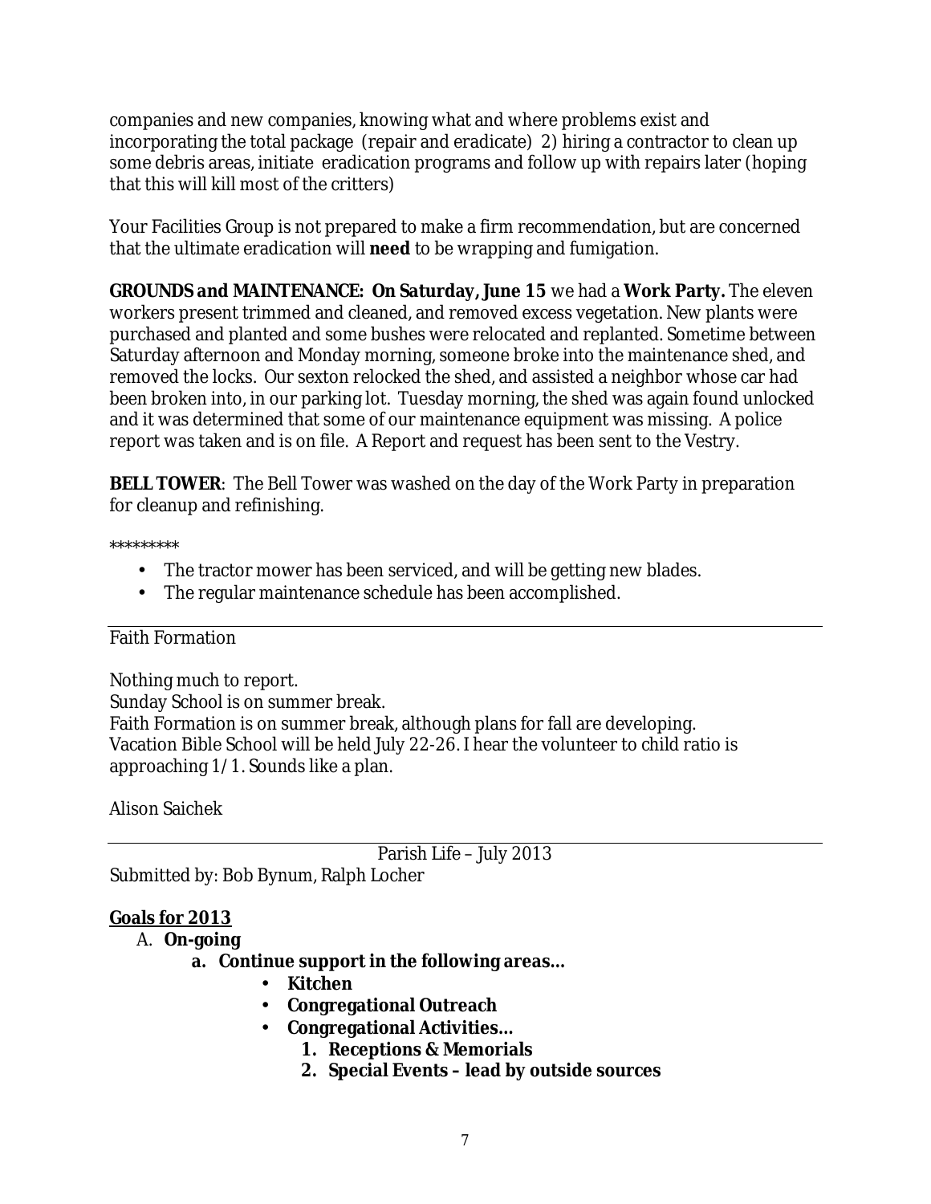companies and new companies, knowing what and where problems exist and incorporating the total package (repair and eradicate) 2) hiring a contractor to clean up some debris areas, initiate eradication programs and follow up with repairs later (hoping that this will kill most of the critters)

Your Facilities Group is not prepared to make a firm recommendation, but are concerned that the ultimate eradication will **need** to be wrapping and fumigation.

**GROUNDS and MAINTENANCE: On Saturday, June 15** we had a **Work Party.** The eleven workers present trimmed and cleaned, and removed excess vegetation. New plants were purchased and planted and some bushes were relocated and replanted. Sometime between Saturday afternoon and Monday morning, someone broke into the maintenance shed, and removed the locks. Our sexton relocked the shed, and assisted a neighbor whose car had been broken into, in our parking lot. Tuesday morning, the shed was again found unlocked and it was determined that some of our maintenance equipment was missing. A police report was taken and is on file. A Report and request has been sent to the Vestry.

**BELL TOWER**: The Bell Tower was washed on the day of the Work Party in preparation for cleanup and refinishing.

*********

- The tractor mower has been serviced, and will be getting new blades.
- The regular maintenance schedule has been accomplished.

---

Faith Formation

Nothing much to report.
Sunday School is on summer break.
Faith Formation is on summer break, although plans for fall are developing.
Vacation Bible School will be held July 22-26. I hear the volunteer to child ratio is approaching 1/1. Sounds like a plan.

Alison Saichek

---

Parish Life – July 2013

Submitted by: Bob Bynum, Ralph Locher

**Goals for 2013**

A. **On-going**
   a. **Continue support in the following areas…**
      - **Kitchen**
      - **Congregational Outreach**
      - **Congregational Activities…**
         1. **Receptions & Memorials**
         2. **Special Events – lead by outside sources**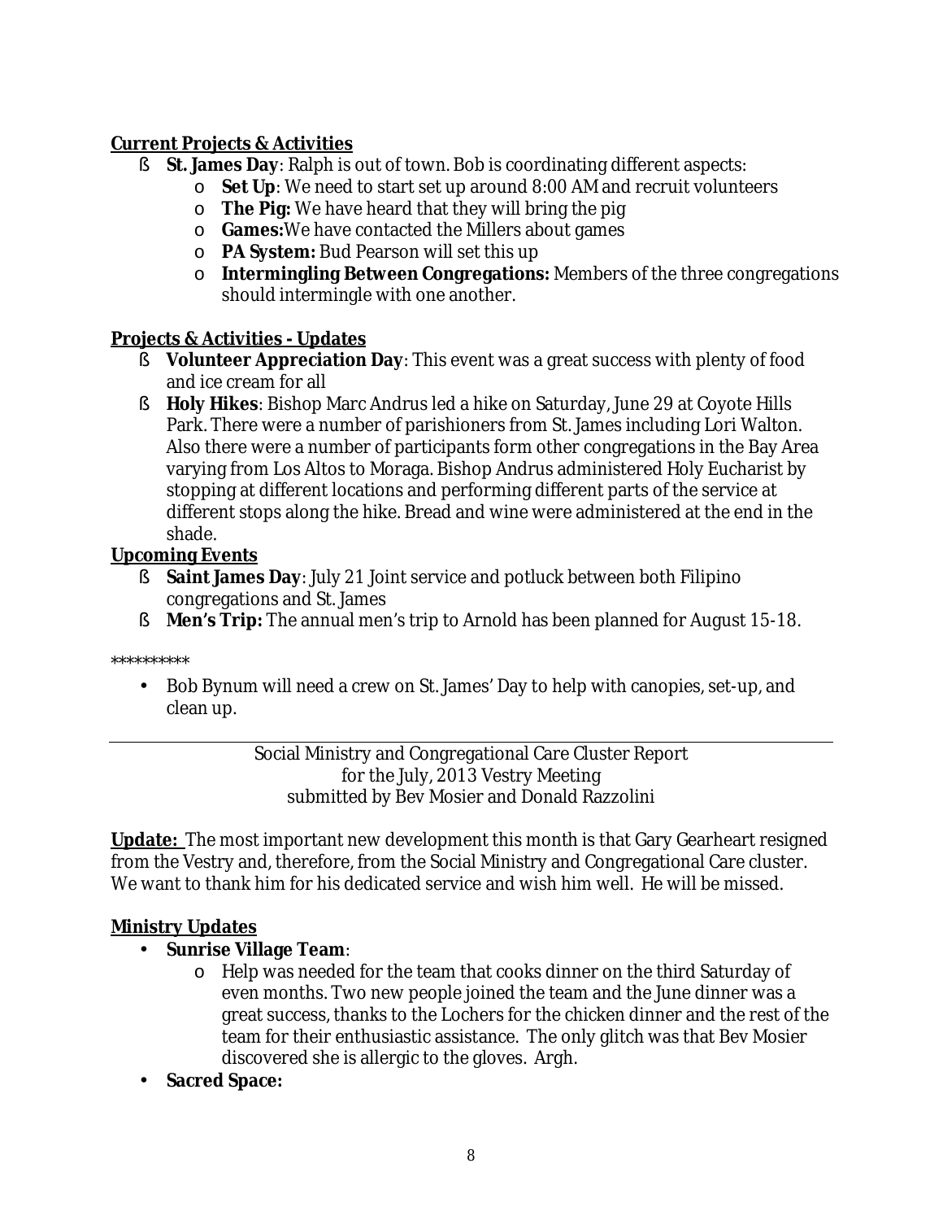**Current Projects & Activities**

- **St. James Day**: Ralph is out of town. Bob is coordinating different aspects:
  - **Set Up**: We need to start set up around 8:00 AM and recruit volunteers
  - **The Pig:** We have heard that they will bring the pig
  - **Games:** We have contacted the Millers about games
  - **PA System:** Bud Pearson will set this up
  - **Intermingling Between Congregations:** Members of the three congregations should intermingle with one another.

**Projects & Activities - Updates**

- **Volunteer Appreciation Day**: This event was a great success with plenty of food and ice cream for all
- **Holy Hikes**: Bishop Marc Andrus led a hike on Saturday, June 29 at Coyote Hills Park. There were a number of parishioners from St. James including Lori Walton. Also there were a number of participants form other congregations in the Bay Area varying from Los Altos to Moraga. Bishop Andrus administered Holy Eucharist by stopping at different locations and performing different parts of the service at different stops along the hike. Bread and wine were administered at the end in the shade.

**Upcoming Events**

- **Saint James Day**: July 21 Joint service and potluck between both Filipino congregations and St. James
- **Men's Trip:** The annual men's trip to Arnold has been planned for August 15-18.

**********

- Bob Bynum will need a crew on St. James' Day to help with canopies, set-up, and clean up.

---

Social Ministry and Congregational Care Cluster Report
for the July, 2013 Vestry Meeting
submitted by Bev Mosier and Donald Razzolini

**Update:** The most important new development this month is that Gary Gearheart resigned from the Vestry and, therefore, from the Social Ministry and Congregational Care cluster. We want to thank him for his dedicated service and wish him well. He will be missed.

**Ministry Updates**

- **Sunrise Village Team**:
  - Help was needed for the team that cooks dinner on the third Saturday of even months. Two new people joined the team and the June dinner was a great success, thanks to the Lochers for the chicken dinner and the rest of the team for their enthusiastic assistance. The only glitch was that Bev Mosier discovered she is allergic to the gloves. Argh.
- **Sacred Space:**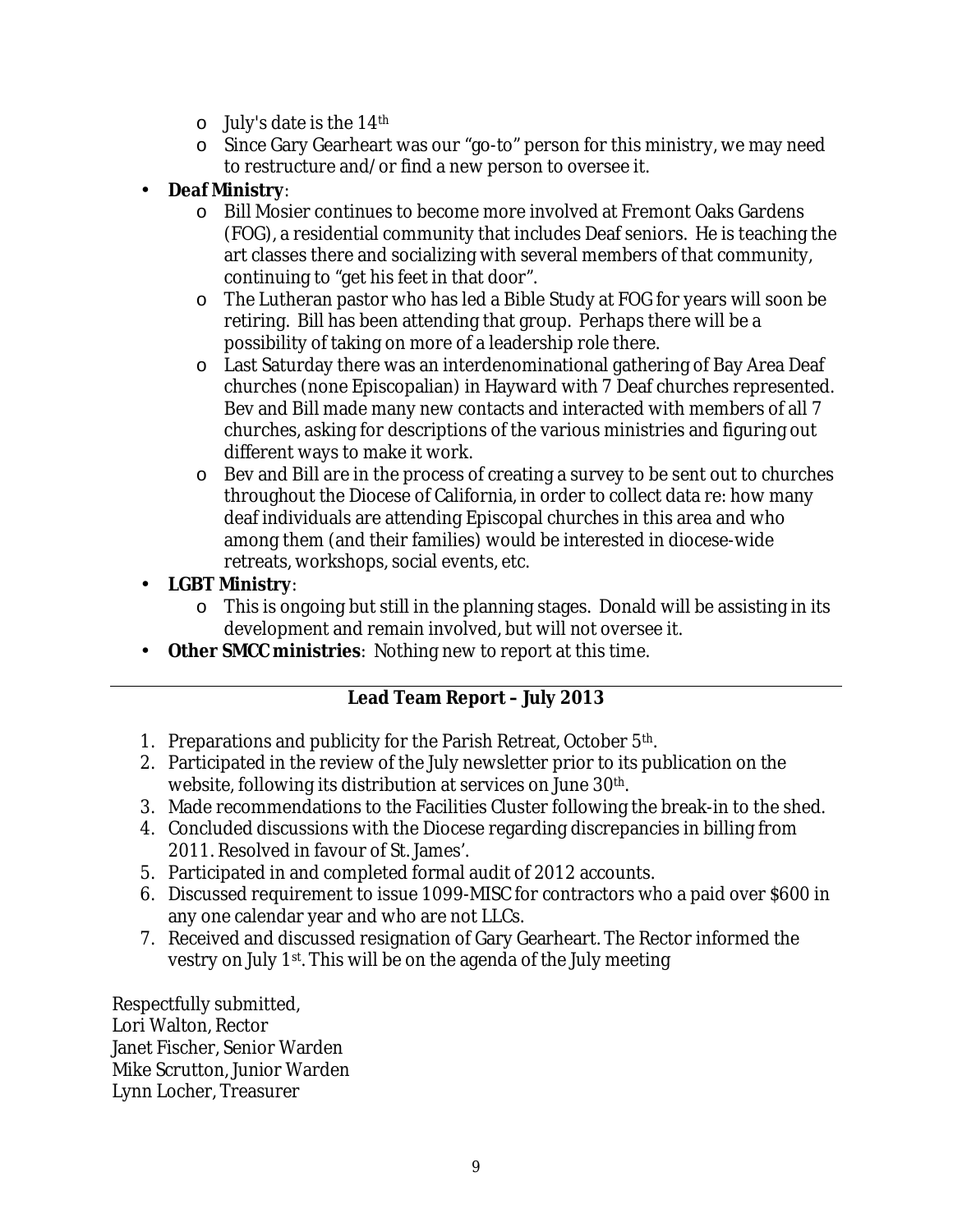- July's date is the 14th
  - Since Gary Gearheart was our "go-to" person for this ministry, we may need to restructure and/or find a new person to oversee it.
- **Deaf Ministry**:
  - Bill Mosier continues to become more involved at Fremont Oaks Gardens (FOG), a residential community that includes Deaf seniors. He is teaching the art classes there and socializing with several members of that community, continuing to "get his feet in that door".
  - The Lutheran pastor who has led a Bible Study at FOG for years will soon be retiring. Bill has been attending that group. Perhaps there will be a possibility of taking on more of a leadership role there.
  - Last Saturday there was an interdenominational gathering of Bay Area Deaf churches (none Episcopalian) in Hayward with 7 Deaf churches represented. Bev and Bill made many new contacts and interacted with members of all 7 churches, asking for descriptions of the various ministries and figuring out different ways to make it work.
  - Bev and Bill are in the process of creating a survey to be sent out to churches throughout the Diocese of California, in order to collect data re: how many deaf individuals are attending Episcopal churches in this area and who among them (and their families) would be interested in diocese-wide retreats, workshops, social events, etc.
- **LGBT Ministry**:
  - This is ongoing but still in the planning stages. Donald will be assisting in its development and remain involved, but will not oversee it.
- **Other SMCC ministries**: Nothing new to report at this time.

---

## Lead Team Report – July 2013

1. Preparations and publicity for the Parish Retreat, October 5th.
2. Participated in the review of the July newsletter prior to its publication on the website, following its distribution at services on June 30th.
3. Made recommendations to the Facilities Cluster following the break-in to the shed.
4. Concluded discussions with the Diocese regarding discrepancies in billing from 2011. Resolved in favour of St. James'.
5. Participated in and completed formal audit of 2012 accounts.
6. Discussed requirement to issue 1099-MISC for contractors who a paid over $600 in any one calendar year and who are not LLCs.
7. Received and discussed resignation of Gary Gearheart. The Rector informed the vestry on July 1st. This will be on the agenda of the July meeting

Respectfully submitted,
Lori Walton, Rector
Janet Fischer, Senior Warden
Mike Scrutton, Junior Warden
Lynn Locher, Treasurer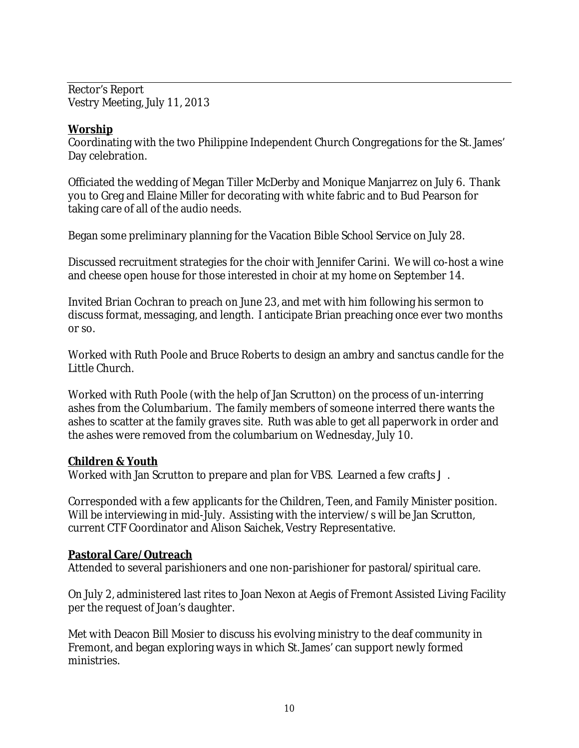Rector's Report
Vestry Meeting, July 11, 2013

**Worship**
Coordinating with the two Philippine Independent Church Congregations for the St. James' Day celebration.

Officiated the wedding of Megan Tiller McDerby and Monique Manjarrez on July 6. Thank you to Greg and Elaine Miller for decorating with white fabric and to Bud Pearson for taking care of all of the audio needs.

Began some preliminary planning for the Vacation Bible School Service on July 28.

Discussed recruitment strategies for the choir with Jennifer Carini. We will co-host a wine and cheese open house for those interested in choir at my home on September 14.

Invited Brian Cochran to preach on June 23, and met with him following his sermon to discuss format, messaging, and length. I anticipate Brian preaching once ever two months or so.

Worked with Ruth Poole and Bruce Roberts to design an ambry and sanctus candle for the Little Church.

Worked with Ruth Poole (with the help of Jan Scrutton) on the process of un-interring ashes from the Columbarium. The family members of someone interred there wants the ashes to scatter at the family graves site. Ruth was able to get all paperwork in order and the ashes were removed from the columbarium on Wednesday, July 10.

**Children & Youth**
Worked with Jan Scrutton to prepare and plan for VBS. Learned a few crafts J .

Corresponded with a few applicants for the Children, Teen, and Family Minister position. Will be interviewing in mid-July. Assisting with the interview/s will be Jan Scrutton, current CTF Coordinator and Alison Saichek, Vestry Representative.

**Pastoral Care/Outreach**
Attended to several parishioners and one non-parishioner for pastoral/spiritual care.

On July 2, administered last rites to Joan Nexon at Aegis of Fremont Assisted Living Facility per the request of Joan's daughter.

Met with Deacon Bill Mosier to discuss his evolving ministry to the deaf community in Fremont, and began exploring ways in which St. James' can support newly formed ministries.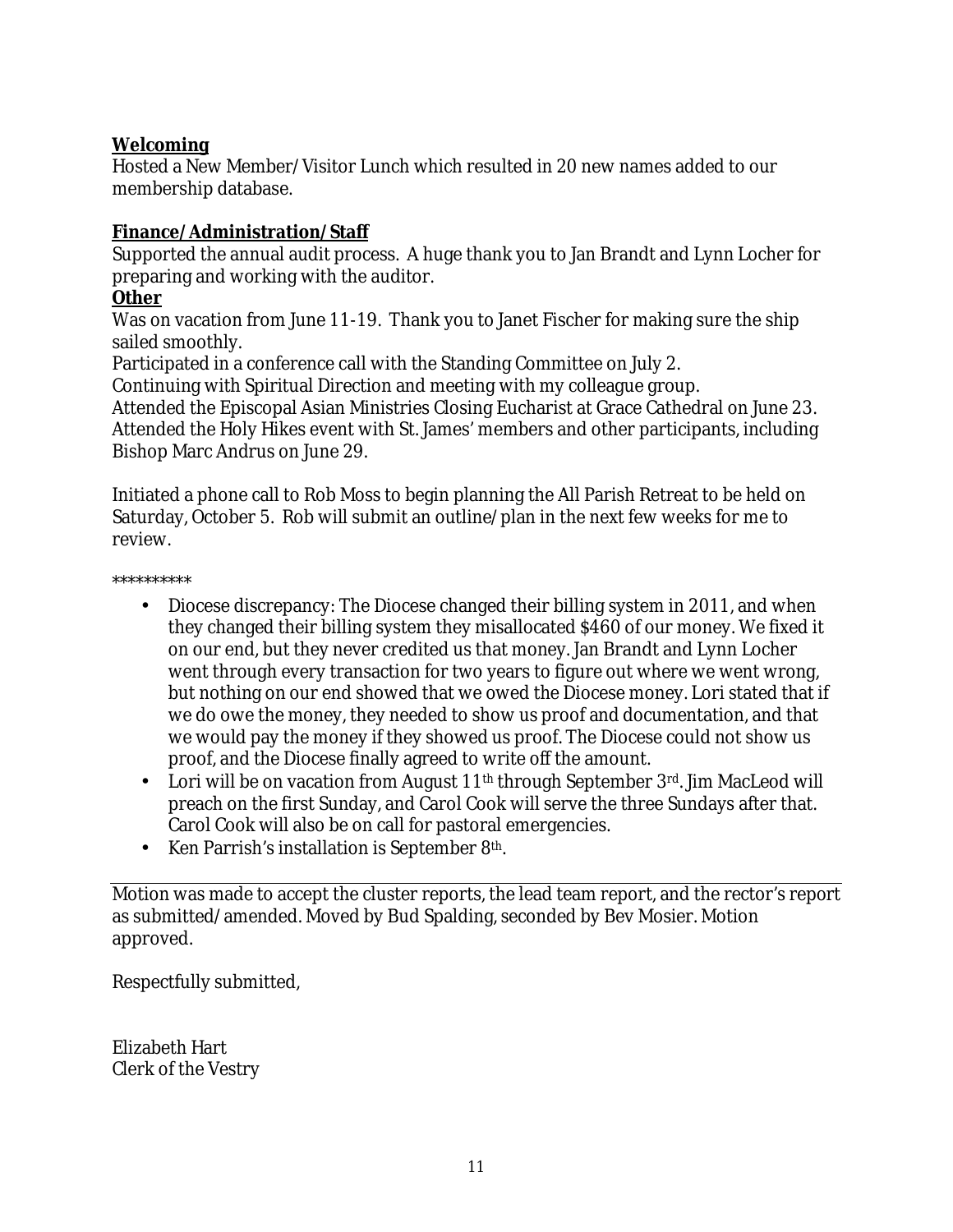**Welcoming**
Hosted a New Member/Visitor Lunch which resulted in 20 new names added to our membership database.

**Finance/Administration/Staff**
Supported the annual audit process. A huge thank you to Jan Brandt and Lynn Locher for preparing and working with the auditor.
**Other**
Was on vacation from June 11-19. Thank you to Janet Fischer for making sure the ship sailed smoothly.
Participated in a conference call with the Standing Committee on July 2.
Continuing with Spiritual Direction and meeting with my colleague group.
Attended the Episcopal Asian Ministries Closing Eucharist at Grace Cathedral on June 23.
Attended the Holy Hikes event with St. James' members and other participants, including Bishop Marc Andrus on June 29.

Initiated a phone call to Rob Moss to begin planning the All Parish Retreat to be held on Saturday, October 5. Rob will submit an outline/plan in the next few weeks for me to review.

**********

- Diocese discrepancy: The Diocese changed their billing system in 2011, and when they changed their billing system they misallocated $460 of our money. We fixed it on our end, but they never credited us that money. Jan Brandt and Lynn Locher went through every transaction for two years to figure out where we went wrong, but nothing on our end showed that we owed the Diocese money. Lori stated that if we do owe the money, they needed to show us proof and documentation, and that we would pay the money if they showed us proof. The Diocese could not show us proof, and the Diocese finally agreed to write off the amount.
- Lori will be on vacation from August 11th through September 3rd. Jim MacLeod will preach on the first Sunday, and Carol Cook will serve the three Sundays after that. Carol Cook will also be on call for pastoral emergencies.
- Ken Parrish's installation is September 8th.

---

Motion was made to accept the cluster reports, the lead team report, and the rector's report as submitted/amended. Moved by Bud Spalding, seconded by Bev Mosier. Motion approved.

Respectfully submitted,

Elizabeth Hart
Clerk of the Vestry